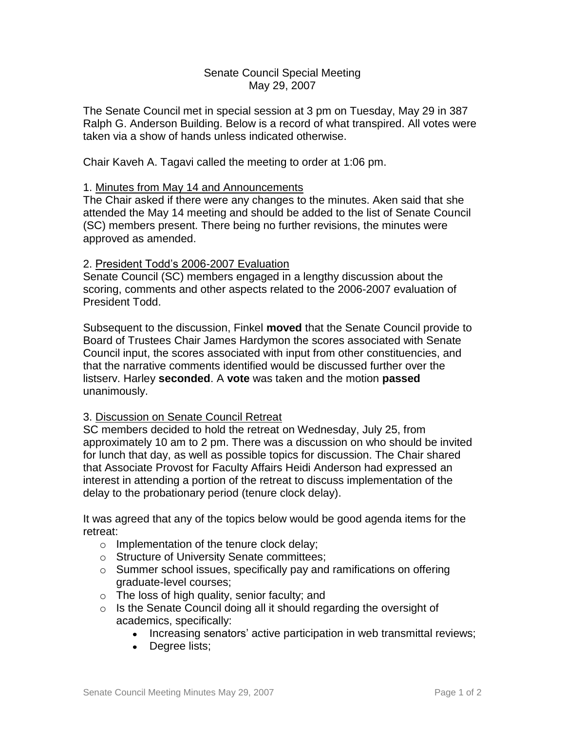Senate Council Special Meeting
May 29, 2007

The Senate Council met in special session at 3 pm on Tuesday, May 29 in 387 Ralph G. Anderson Building. Below is a record of what transpired. All votes were taken via a show of hands unless indicated otherwise.

Chair Kaveh A. Tagavi called the meeting to order at 1:06 pm.

1. <u>Minutes from May 14 and Announcements</u>
The Chair asked if there were any changes to the minutes. Aken said that she attended the May 14 meeting and should be added to the list of Senate Council (SC) members present. There being no further revisions, the minutes were approved as amended.

2. <u>President Todd's 2006-2007 Evaluation</u>
Senate Council (SC) members engaged in a lengthy discussion about the scoring, comments and other aspects related to the 2006-2007 evaluation of President Todd.

Subsequent to the discussion, Finkel **moved** that the Senate Council provide to Board of Trustees Chair James Hardymon the scores associated with Senate Council input, the scores associated with input from other constituencies, and that the narrative comments identified would be discussed further over the listserv. Harley **seconded**. A **vote** was taken and the motion **passed** unanimously.

3. <u>Discussion on Senate Council Retreat</u>
SC members decided to hold the retreat on Wednesday, July 25, from approximately 10 am to 2 pm. There was a discussion on who should be invited for lunch that day, as well as possible topics for discussion. The Chair shared that Associate Provost for Faculty Affairs Heidi Anderson had expressed an interest in attending a portion of the retreat to discuss implementation of the delay to the probationary period (tenure clock delay).

It was agreed that any of the topics below would be good agenda items for the retreat:

- Implementation of the tenure clock delay;
- Structure of University Senate committees;
- Summer school issues, specifically pay and ramifications on offering graduate-level courses;
- The loss of high quality, senior faculty; and
- Is the Senate Council doing all it should regarding the oversight of academics, specifically:
  - Increasing senators' active participation in web transmittal reviews;
  - Degree lists;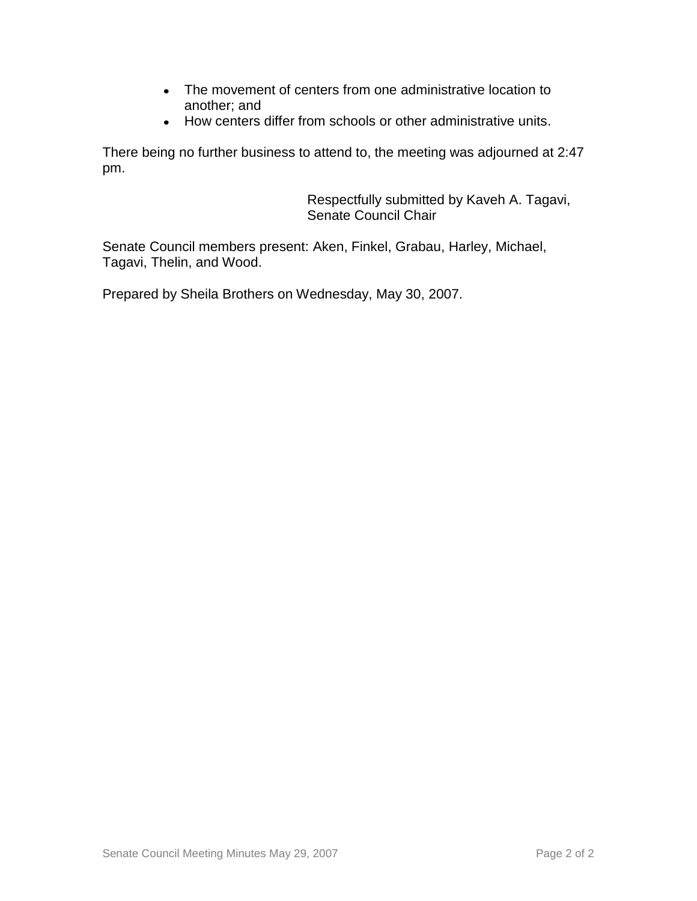- The movement of centers from one administrative location to another; and
- How centers differ from schools or other administrative units.

There being no further business to attend to, the meeting was adjourned at 2:47 pm.

Respectfully submitted by Kaveh A. Tagavi,
Senate Council Chair

Senate Council members present: Aken, Finkel, Grabau, Harley, Michael, Tagavi, Thelin, and Wood.

Prepared by Sheila Brothers on Wednesday, May 30, 2007.